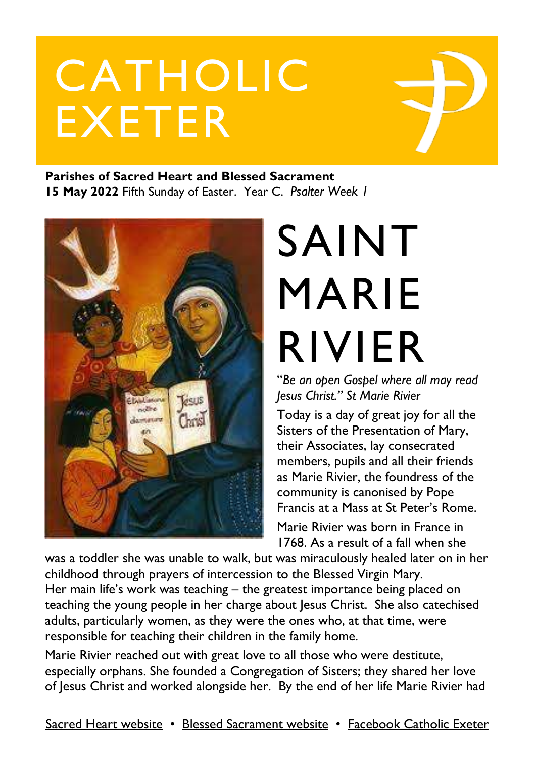# CATHOLIC EXETER

**Parishes of Sacred Heart and Blessed Sacrament**
**15 May 2022** Fifth Sunday of Easter. Year C. *Psalter Week 1*

# SAINT MARIE RIVIER

"*Be an open Gospel where all may read Jesus Christ." St Marie Rivier*

Today is a day of great joy for all the Sisters of the Presentation of Mary, their Associates, lay consecrated members, pupils and all their friends as Marie Rivier, the foundress of the community is canonised by Pope Francis at a Mass at St Peter's Rome.

Marie Rivier was born in France in 1768. As a result of a fall when she was a toddler she was unable to walk, but was miraculously healed later on in her childhood through prayers of intercession to the Blessed Virgin Mary. Her main life's work was teaching – the greatest importance being placed on teaching the young people in her charge about Jesus Christ. She also catechised adults, particularly women, as they were the ones who, at that time, were responsible for teaching their children in the family home.

Marie Rivier reached out with great love to all those who were destitute, especially orphans. She founded a Congregation of Sisters; they shared her love of Jesus Christ and worked alongside her. By the end of her life Marie Rivier had

Sacred Heart website • Blessed Sacrament website • Facebook Catholic Exeter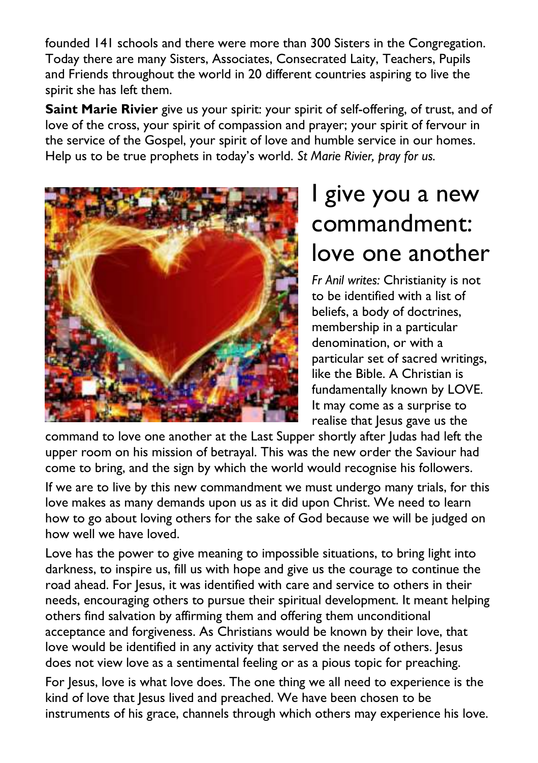founded 141 schools and there were more than 300 Sisters in the Congregation. Today there are many Sisters, Associates, Consecrated Laity, Teachers, Pupils and Friends throughout the world in 20 different countries aspiring to live the spirit she has left them.

**Saint Marie Rivier** give us your spirit: your spirit of self-offering, of trust, and of love of the cross, your spirit of compassion and prayer; your spirit of fervour in the service of the Gospel, your spirit of love and humble service in our homes. Help us to be true prophets in today's world. *St Marie Rivier, pray for us.*

# I give you a new commandment: love one another

*Fr Anil writes:* Christianity is not to be identified with a list of beliefs, a body of doctrines, membership in a particular denomination, or with a particular set of sacred writings, like the Bible. A Christian is fundamentally known by LOVE. It may come as a surprise to realise that Jesus gave us the command to love one another at the Last Supper shortly after Judas had left the upper room on his mission of betrayal. This was the new order the Saviour had come to bring, and the sign by which the world would recognise his followers.

If we are to live by this new commandment we must undergo many trials, for this love makes as many demands upon us as it did upon Christ. We need to learn how to go about loving others for the sake of God because we will be judged on how well we have loved.

Love has the power to give meaning to impossible situations, to bring light into darkness, to inspire us, fill us with hope and give us the courage to continue the road ahead. For Jesus, it was identified with care and service to others in their needs, encouraging others to pursue their spiritual development. It meant helping others find salvation by affirming them and offering them unconditional acceptance and forgiveness. As Christians would be known by their love, that love would be identified in any activity that served the needs of others. Jesus does not view love as a sentimental feeling or as a pious topic for preaching.

For Jesus, love is what love does. The one thing we all need to experience is the kind of love that Jesus lived and preached. We have been chosen to be instruments of his grace, channels through which others may experience his love.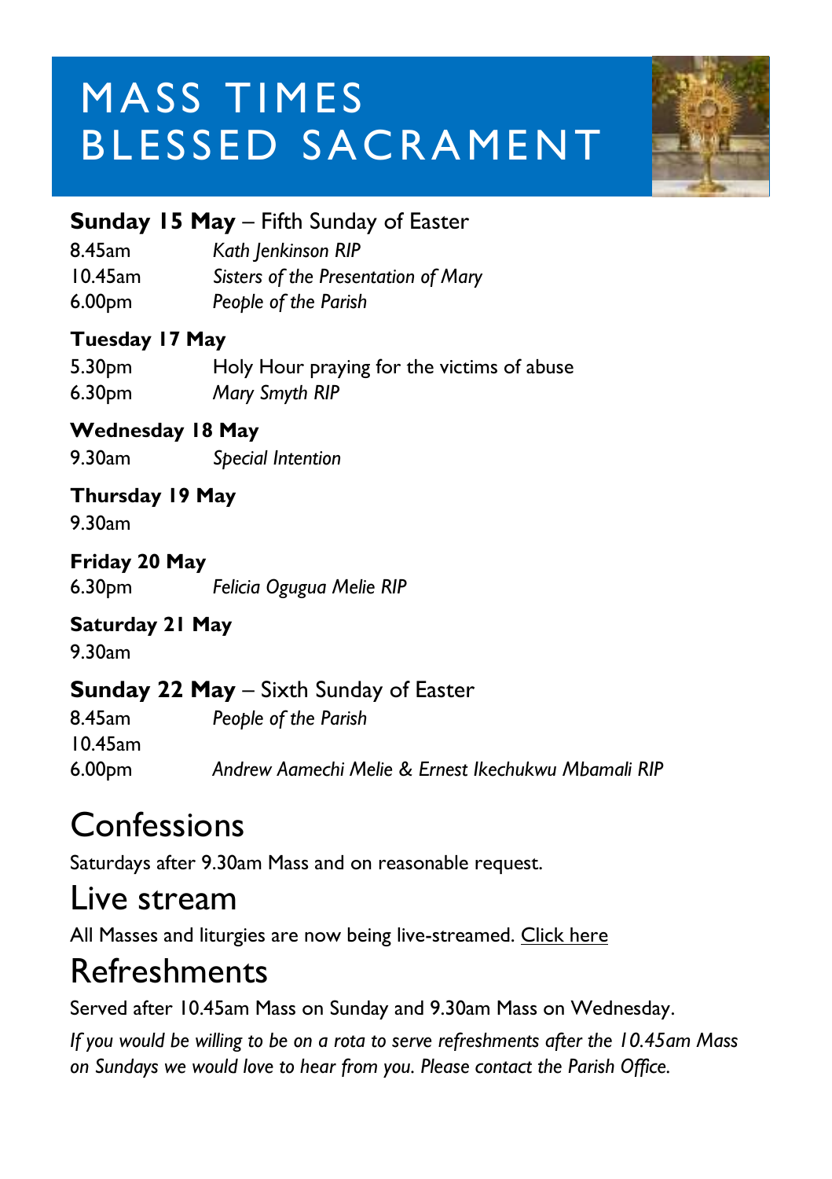# MASS TIMES BLESSED SACRAMENT

**Sunday 15 May** – Fifth Sunday of Easter

8.45am *Kath Jenkinson RIP*
10.45am *Sisters of the Presentation of Mary*
6.00pm *People of the Parish*

**Tuesday 17 May**

5.30pm Holy Hour praying for the victims of abuse
6.30pm *Mary Smyth RIP*

**Wednesday 18 May**

9.30am *Special Intention*

**Thursday 19 May**

9.30am

**Friday 20 May**

6.30pm *Felicia Ogugua Melie RIP*

**Saturday 21 May**

9.30am

**Sunday 22 May** – Sixth Sunday of Easter

8.45am *People of the Parish*
10.45am
6.00pm *Andrew Aamechi Melie & Ernest Ikechukwu Mbamali RIP*

# Confessions

Saturdays after 9.30am Mass and on reasonable request.

# Live stream

All Masses and liturgies are now being live-streamed. Click here

# Refreshments

Served after 10.45am Mass on Sunday and 9.30am Mass on Wednesday.

*If you would be willing to be on a rota to serve refreshments after the 10.45am Mass on Sundays we would love to hear from you. Please contact the Parish Office.*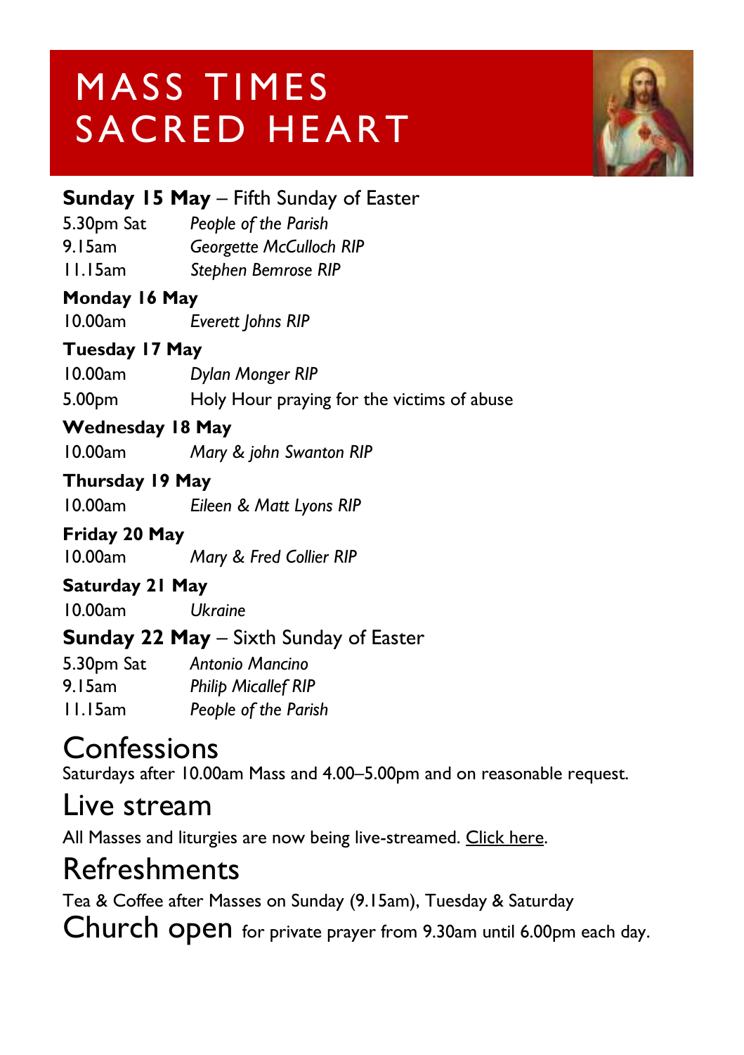# MASS TIMES SACRED HEART

**Sunday 15 May** – Fifth Sunday of Easter

5.30pm Sat *People of the Parish*
9.15am *Georgette McCulloch RIP*
11.15am *Stephen Bemrose RIP*

**Monday 16 May**

10.00am *Everett Johns RIP*

**Tuesday 17 May**

10.00am *Dylan Monger RIP*
5.00pm Holy Hour praying for the victims of abuse

**Wednesday 18 May**

10.00am *Mary & john Swanton RIP*

**Thursday 19 May**

10.00am *Eileen & Matt Lyons RIP*

**Friday 20 May**

10.00am *Mary & Fred Collier RIP*

**Saturday 21 May**

10.00am *Ukraine*

**Sunday 22 May** – Sixth Sunday of Easter

5.30pm Sat *Antonio Mancino*
9.15am *Philip Micallef RIP*
11.15am *People of the Parish*

## Confessions

Saturdays after 10.00am Mass and 4.00–5.00pm and on reasonable request.

## Live stream

All Masses and liturgies are now being live-streamed. Click here.

## Refreshments

Tea & Coffee after Masses on Sunday (9.15am), Tuesday & Saturday

## Church open

for private prayer from 9.30am until 6.00pm each day.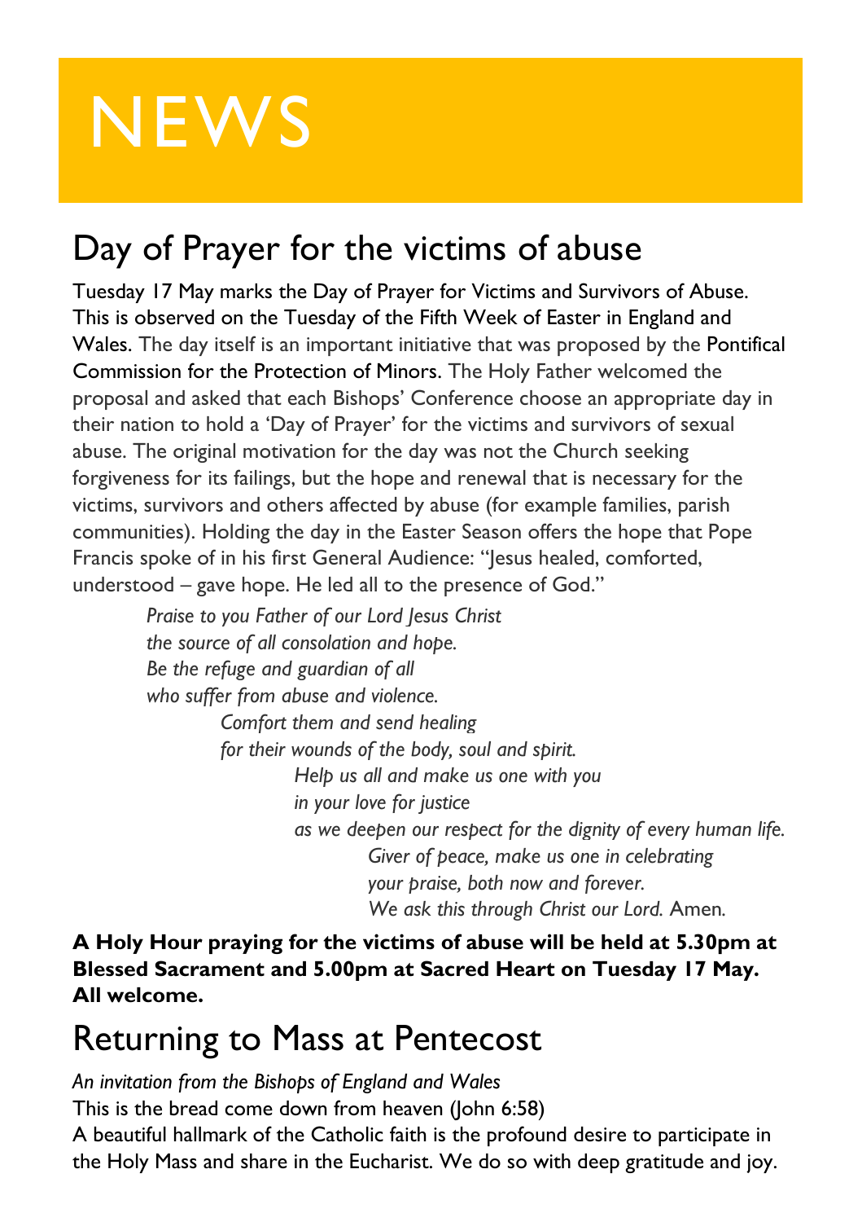# NEWS

## Day of Prayer for the victims of abuse

Tuesday 17 May marks the Day of Prayer for Victims and Survivors of Abuse. This is observed on the Tuesday of the Fifth Week of Easter in England and Wales. The day itself is an important initiative that was proposed by the Pontifical Commission for the Protection of Minors. The Holy Father welcomed the proposal and asked that each Bishops' Conference choose an appropriate day in their nation to hold a 'Day of Prayer' for the victims and survivors of sexual abuse. The original motivation for the day was not the Church seeking forgiveness for its failings, but the hope and renewal that is necessary for the victims, survivors and others affected by abuse (for example families, parish communities). Holding the day in the Easter Season offers the hope that Pope Francis spoke of in his first General Audience: "Jesus healed, comforted, understood – gave hope. He led all to the presence of God."

*Praise to you Father of our Lord Jesus Christ*
*the source of all consolation and hope.*
*Be the refuge and guardian of all*
*who suffer from abuse and violence.*
*Comfort them and send healing*
*for their wounds of the body, soul and spirit.*
*Help us all and make us one with you*
*in your love for justice*
*as we deepen our respect for the dignity of every human life.*
*Giver of peace, make us one in celebrating*
*your praise, both now and forever.*
*We ask this through Christ our Lord.* Amen.

**A Holy Hour praying for the victims of abuse will be held at 5.30pm at Blessed Sacrament and 5.00pm at Sacred Heart on Tuesday 17 May. All welcome.**

## Returning to Mass at Pentecost

*An invitation from the Bishops of England and Wales*

This is the bread come down from heaven (John 6:58)

A beautiful hallmark of the Catholic faith is the profound desire to participate in the Holy Mass and share in the Eucharist. We do so with deep gratitude and joy.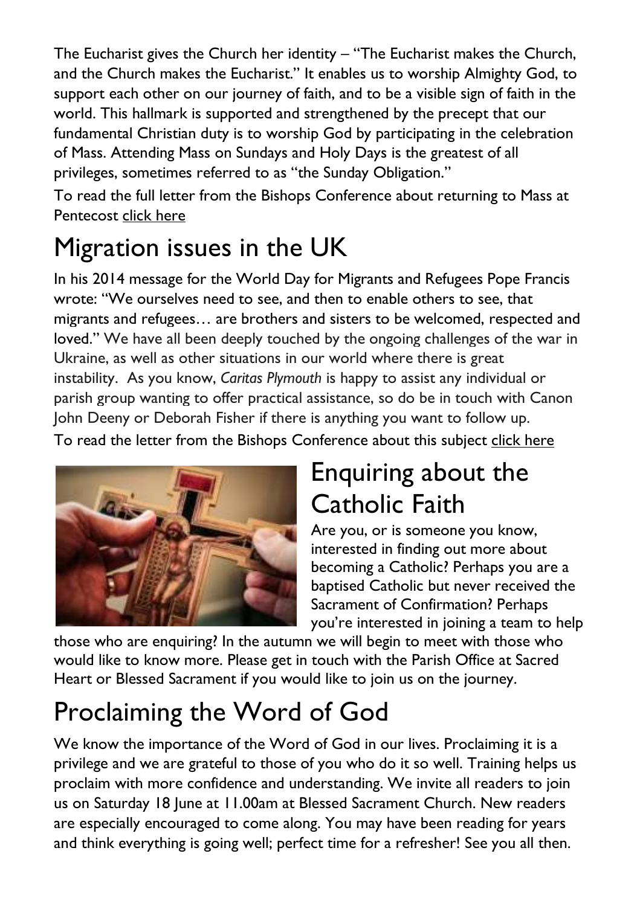The Eucharist gives the Church her identity – "The Eucharist makes the Church, and the Church makes the Eucharist." It enables us to worship Almighty God, to support each other on our journey of faith, and to be a visible sign of faith in the world. This hallmark is supported and strengthened by the precept that our fundamental Christian duty is to worship God by participating in the celebration of Mass. Attending Mass on Sundays and Holy Days is the greatest of all privileges, sometimes referred to as "the Sunday Obligation."

To read the full letter from the Bishops Conference about returning to Mass at Pentecost click here

# Migration issues in the UK

In his 2014 message for the World Day for Migrants and Refugees Pope Francis wrote: "We ourselves need to see, and then to enable others to see, that migrants and refugees… are brothers and sisters to be welcomed, respected and loved." We have all been deeply touched by the ongoing challenges of the war in Ukraine, as well as other situations in our world where there is great instability. As you know, *Caritas Plymouth* is happy to assist any individual or parish group wanting to offer practical assistance, so do be in touch with Canon John Deeny or Deborah Fisher if there is anything you want to follow up.

To read the letter from the Bishops Conference about this subject click here

# Enquiring about the Catholic Faith

Are you, or is someone you know, interested in finding out more about becoming a Catholic? Perhaps you are a baptised Catholic but never received the Sacrament of Confirmation? Perhaps you're interested in joining a team to help those who are enquiring? In the autumn we will begin to meet with those who would like to know more. Please get in touch with the Parish Office at Sacred Heart or Blessed Sacrament if you would like to join us on the journey.

# Proclaiming the Word of God

We know the importance of the Word of God in our lives. Proclaiming it is a privilege and we are grateful to those of you who do it so well. Training helps us proclaim with more confidence and understanding. We invite all readers to join us on Saturday 18 June at 11.00am at Blessed Sacrament Church. New readers are especially encouraged to come along. You may have been reading for years and think everything is going well; perfect time for a refresher! See you all then.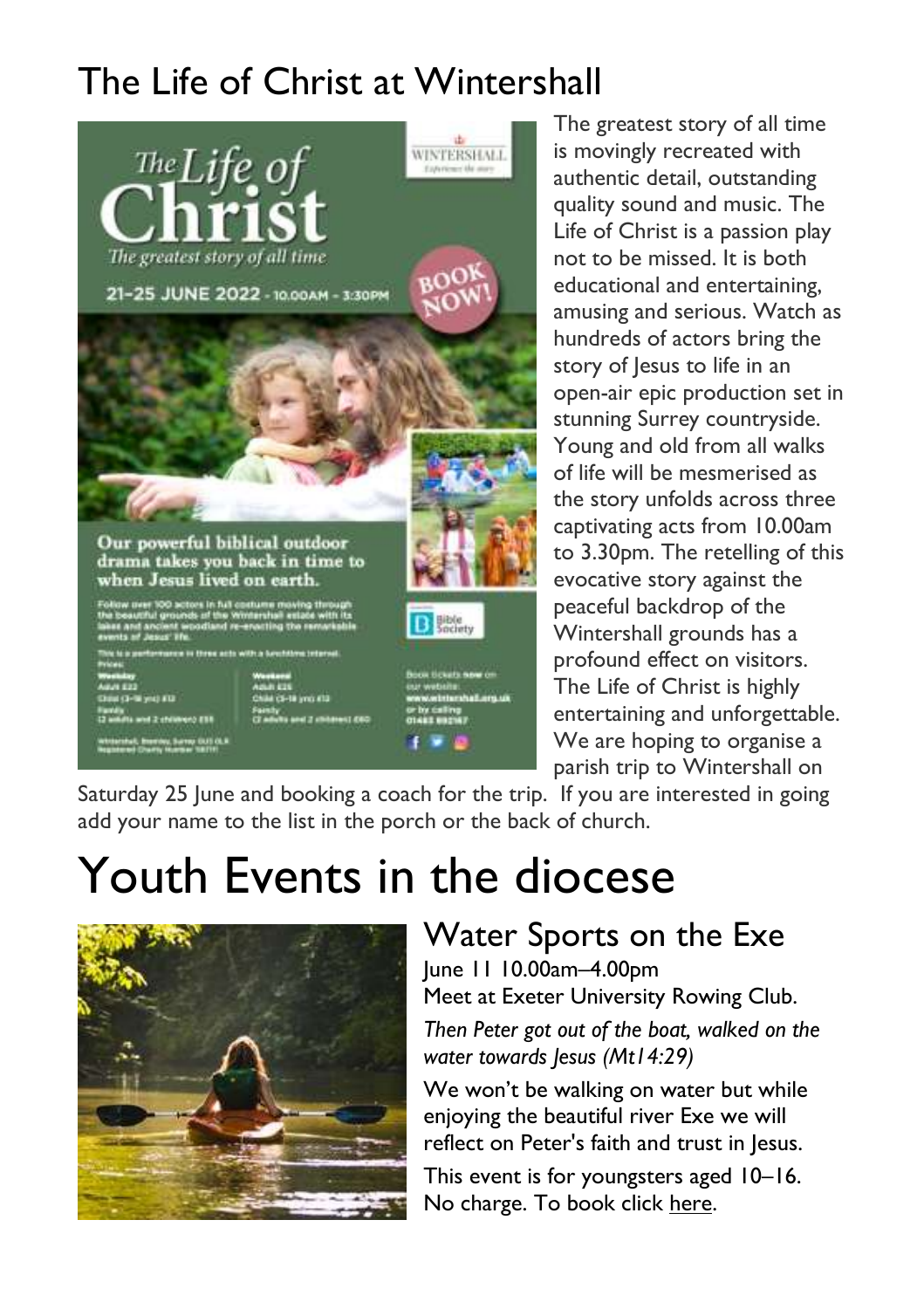# The Life of Christ at Wintershall

The greatest story of all time is movingly recreated with authentic detail, outstanding quality sound and music. The Life of Christ is a passion play not to be missed. It is both educational and entertaining, amusing and serious. Watch as hundreds of actors bring the story of Jesus to life in an open-air epic production set in stunning Surrey countryside. Young and old from all walks of life will be mesmerised as the story unfolds across three captivating acts from 10.00am to 3.30pm. The retelling of this evocative story against the peaceful backdrop of the Wintershall grounds has a profound effect on visitors. The Life of Christ is highly entertaining and unforgettable. We are hoping to organise a parish trip to Wintershall on Saturday 25 June and booking a coach for the trip. If you are interested in going add your name to the list in the porch or the back of church.

# Youth Events in the diocese

## Water Sports on the Exe

June 11 10.00am–4.00pm

Meet at Exeter University Rowing Club.

*Then Peter got out of the boat, walked on the water towards Jesus (Mt14:29)*

We won't be walking on water but while enjoying the beautiful river Exe we will reflect on Peter's faith and trust in Jesus.

This event is for youngsters aged 10–16. No charge. To book click here.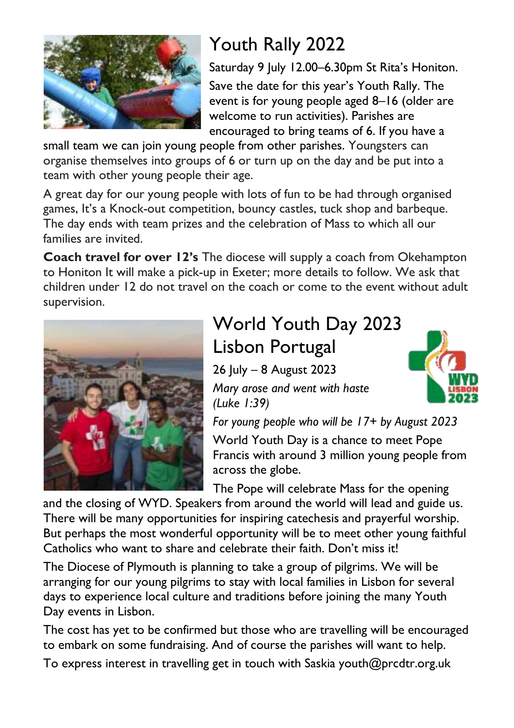# Youth Rally 2022

Saturday 9 July 12.00–6.30pm St Rita's Honiton.

Save the date for this year's Youth Rally. The event is for young people aged 8–16 (older are welcome to run activities). Parishes are encouraged to bring teams of 6. If you have a small team we can join young people from other parishes. Youngsters can organise themselves into groups of 6 or turn up on the day and be put into a team with other young people their age.

A great day for our young people with lots of fun to be had through organised games, It's a Knock-out competition, bouncy castles, tuck shop and barbeque. The day ends with team prizes and the celebration of Mass to which all our families are invited.

**Coach travel for over 12's** The diocese will supply a coach from Okehampton to Honiton It will make a pick-up in Exeter; more details to follow. We ask that children under 12 do not travel on the coach or come to the event without adult supervision.

# World Youth Day 2023 Lisbon Portugal

26 July – 8 August 2023

*Mary arose and went with haste (Luke 1:39)*

*For young people who will be 17+ by August 2023*

World Youth Day is a chance to meet Pope Francis with around 3 million young people from across the globe.

The Pope will celebrate Mass for the opening and the closing of WYD. Speakers from around the world will lead and guide us. There will be many opportunities for inspiring catechesis and prayerful worship. But perhaps the most wonderful opportunity will be to meet other young faithful Catholics who want to share and celebrate their faith. Don't miss it!

The Diocese of Plymouth is planning to take a group of pilgrims. We will be arranging for our young pilgrims to stay with local families in Lisbon for several days to experience local culture and traditions before joining the many Youth Day events in Lisbon.

The cost has yet to be confirmed but those who are travelling will be encouraged to embark on some fundraising. And of course the parishes will want to help.

To express interest in travelling get in touch with Saskia youth@prcdtr.org.uk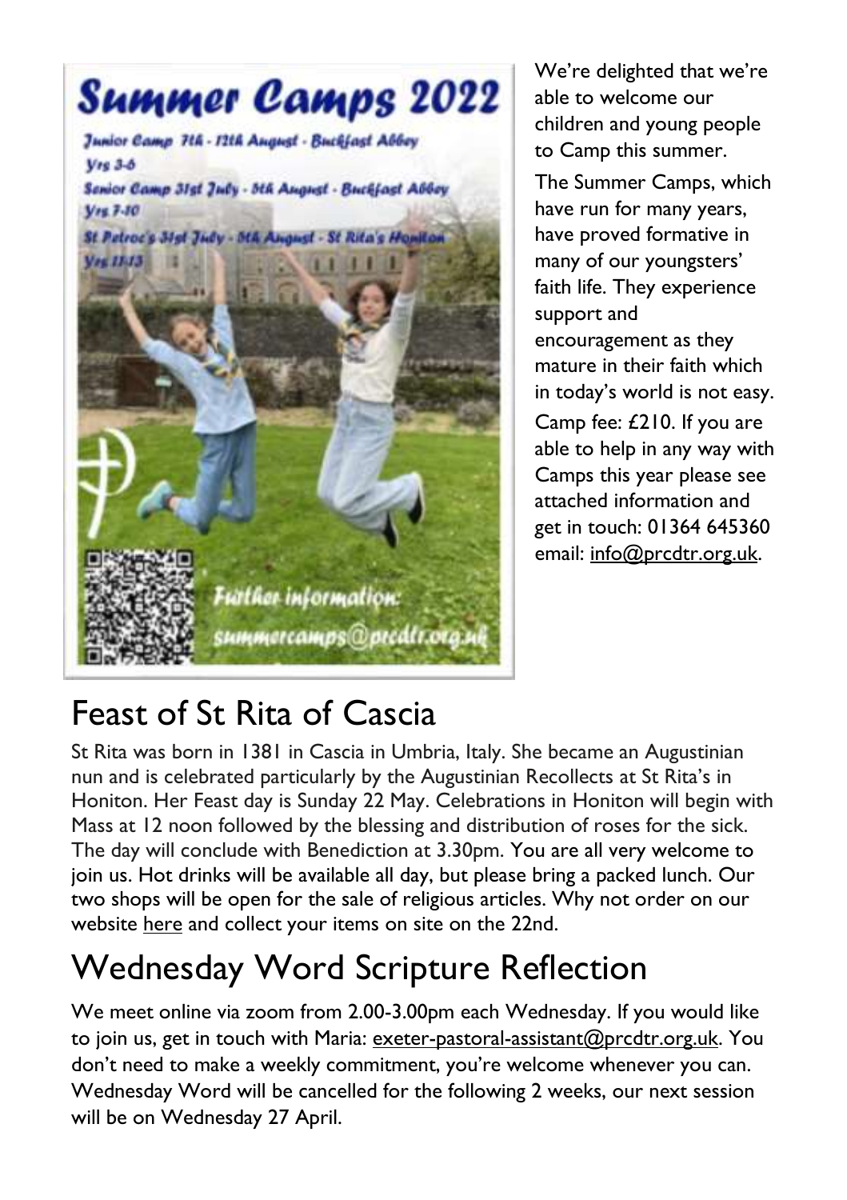Summer Camps 2022

Junior Camp 7th - 12th August - Buckfast Abbey Yrs 3-6

Senior Camp 31st July - 5th August - Buckfast Abbey Yrs 7-10

St Petroc's 31st July - 5th August - St Rita's Honiton Yrs 11-13

Further information: summercamps@prcdtr.org.uk

We're delighted that we're able to welcome our children and young people to Camp this summer.

The Summer Camps, which have run for many years, have proved formative in many of our youngsters' faith life. They experience support and encouragement as they mature in their faith which in today's world is not easy.

Camp fee: £210. If you are able to help in any way with Camps this year please see attached information and get in touch: 01364 645360 email: info@prcdtr.org.uk.

# Feast of St Rita of Cascia

St Rita was born in 1381 in Cascia in Umbria, Italy. She became an Augustinian nun and is celebrated particularly by the Augustinian Recollects at St Rita's in Honiton. Her Feast day is Sunday 22 May. Celebrations in Honiton will begin with Mass at 12 noon followed by the blessing and distribution of roses for the sick. The day will conclude with Benediction at 3.30pm. You are all very welcome to join us. Hot drinks will be available all day, but please bring a packed lunch. Our two shops will be open for the sale of religious articles. Why not order on our website here and collect your items on site on the 22nd.

# Wednesday Word Scripture Reflection

We meet online via zoom from 2.00-3.00pm each Wednesday. If you would like to join us, get in touch with Maria: exeter-pastoral-assistant@prcdtr.org.uk. You don't need to make a weekly commitment, you're welcome whenever you can. Wednesday Word will be cancelled for the following 2 weeks, our next session will be on Wednesday 27 April.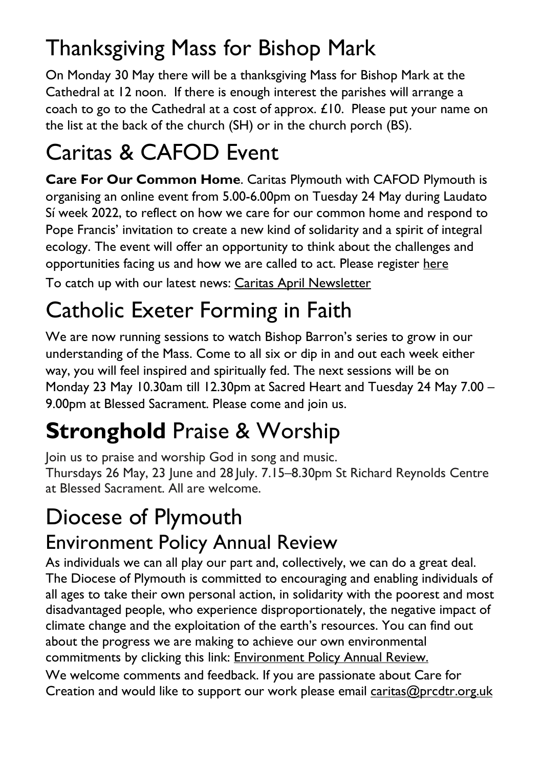# Thanksgiving Mass for Bishop Mark

On Monday 30 May there will be a thanksgiving Mass for Bishop Mark at the Cathedral at 12 noon. If there is enough interest the parishes will arrange a coach to go to the Cathedral at a cost of approx. £10. Please put your name on the list at the back of the church (SH) or in the church porch (BS).

# Caritas & CAFOD Event

**Care For Our Common Home**. Caritas Plymouth with CAFOD Plymouth is organising an online event from 5.00-6.00pm on Tuesday 24 May during Laudato Sí week 2022, to reflect on how we care for our common home and respond to Pope Francis' invitation to create a new kind of solidarity and a spirit of integral ecology. The event will offer an opportunity to think about the challenges and opportunities facing us and how we are called to act. Please register here

To catch up with our latest news: Caritas April Newsletter

# Catholic Exeter Forming in Faith

We are now running sessions to watch Bishop Barron's series to grow in our understanding of the Mass. Come to all six or dip in and out each week either way, you will feel inspired and spiritually fed. The next sessions will be on Monday 23 May 10.30am till 12.30pm at Sacred Heart and Tuesday 24 May 7.00 – 9.00pm at Blessed Sacrament. Please come and join us.

# **Stronghold** Praise & Worship

Join us to praise and worship God in song and music.
Thursdays 26 May, 23 June and 28 July. 7.15–8.30pm St Richard Reynolds Centre at Blessed Sacrament. All are welcome.

# Diocese of Plymouth

## Environment Policy Annual Review

As individuals we can all play our part and, collectively, we can do a great deal. The Diocese of Plymouth is committed to encouraging and enabling individuals of all ages to take their own personal action, in solidarity with the poorest and most disadvantaged people, who experience disproportionately, the negative impact of climate change and the exploitation of the earth's resources. You can find out about the progress we are making to achieve our own environmental commitments by clicking this link: Environment Policy Annual Review.

We welcome comments and feedback. If you are passionate about Care for Creation and would like to support our work please email caritas@prcdtr.org.uk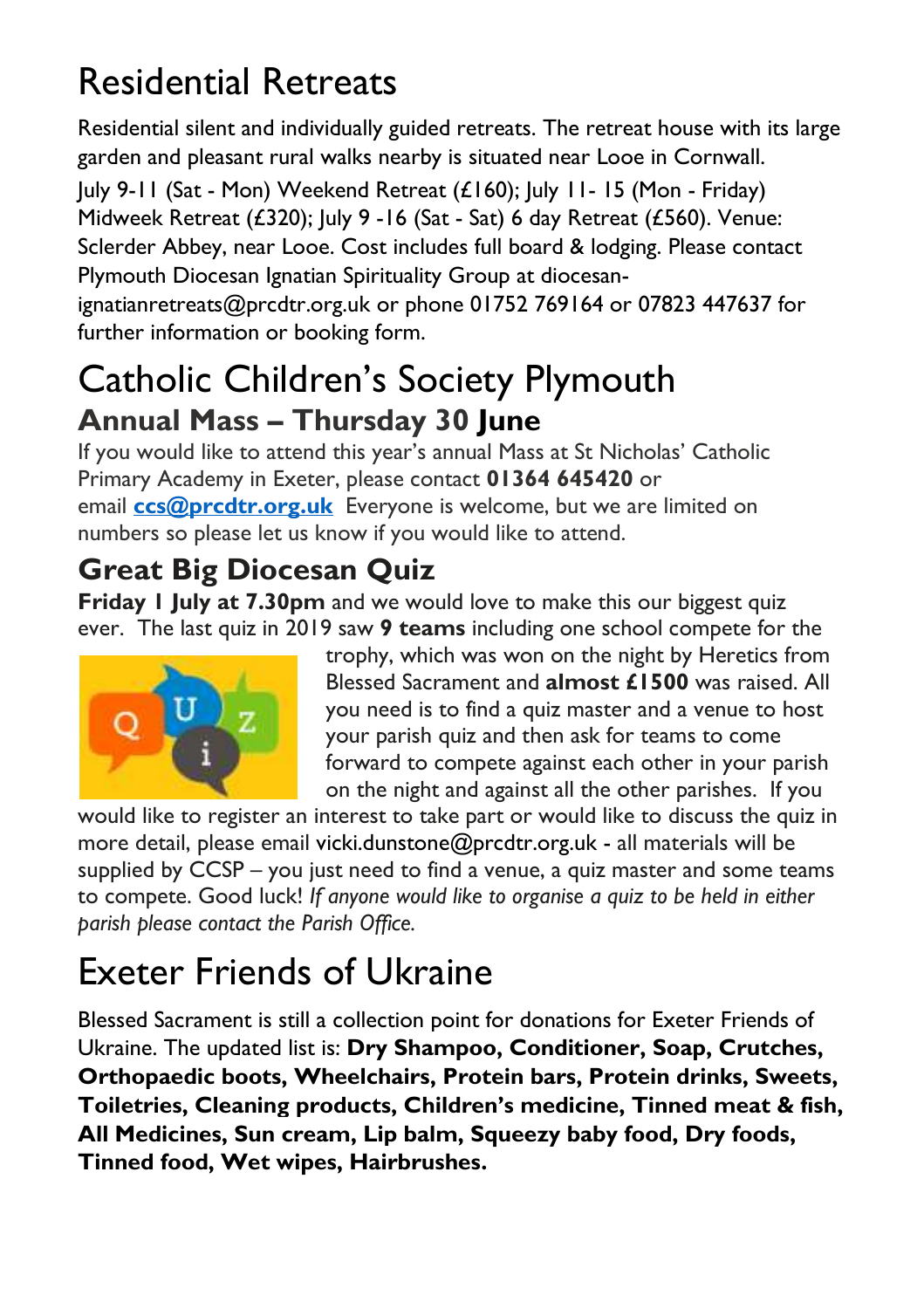# Residential Retreats

Residential silent and individually guided retreats. The retreat house with its large garden and pleasant rural walks nearby is situated near Looe in Cornwall. July 9-11 (Sat - Mon) Weekend Retreat (£160); July 11- 15 (Mon - Friday) Midweek Retreat (£320); July 9 -16 (Sat - Sat) 6 day Retreat (£560). Venue: Sclerder Abbey, near Looe. Cost includes full board & lodging. Please contact Plymouth Diocesan Ignatian Spirituality Group at diocesan-ignatianretreats@prcdtr.org.uk or phone 01752 769164 or 07823 447637 for further information or booking form.

# Catholic Children's Society Plymouth

## Annual Mass – Thursday 30 June

If you would like to attend this year's annual Mass at St Nicholas' Catholic Primary Academy in Exeter, please contact **01364 645420** or email **ccs@prcdtr.org.uk** Everyone is welcome, but we are limited on numbers so please let us know if you would like to attend.

## Great Big Diocesan Quiz

**Friday 1 July at 7.30pm** and we would love to make this our biggest quiz ever. The last quiz in 2019 saw **9 teams** including one school compete for the trophy, which was won on the night by Heretics from Blessed Sacrament and **almost £1500** was raised. All you need is to find a quiz master and a venue to host your parish quiz and then ask for teams to come forward to compete against each other in your parish on the night and against all the other parishes. If you would like to register an interest to take part or would like to discuss the quiz in more detail, please email vicki.dunstone@prcdtr.org.uk - all materials will be supplied by CCSP – you just need to find a venue, a quiz master and some teams to compete. Good luck! *If anyone would like to organise a quiz to be held in either parish please contact the Parish Office.*

# Exeter Friends of Ukraine

Blessed Sacrament is still a collection point for donations for Exeter Friends of Ukraine. The updated list is: **Dry Shampoo, Conditioner, Soap, Crutches, Orthopaedic boots, Wheelchairs, Protein bars, Protein drinks, Sweets, Toiletries, Cleaning products, Children's medicine, Tinned meat & fish, All Medicines, Sun cream, Lip balm, Squeezy baby food, Dry foods, Tinned food, Wet wipes, Hairbrushes.**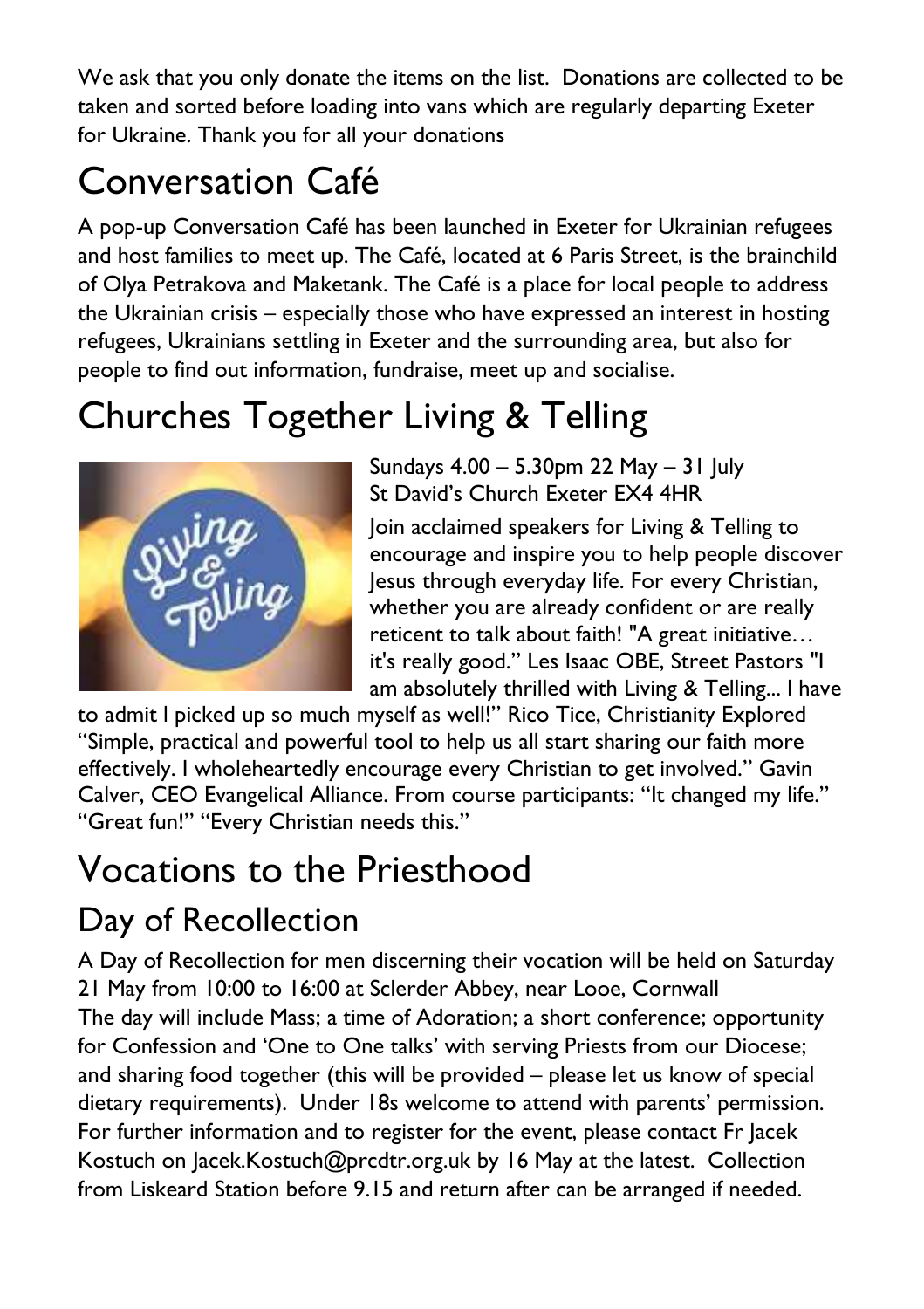We ask that you only donate the items on the list.  Donations are collected to be taken and sorted before loading into vans which are regularly departing Exeter for Ukraine. Thank you for all your donations

# Conversation Café

A pop-up Conversation Café has been launched in Exeter for Ukrainian refugees and host families to meet up. The Café, located at 6 Paris Street, is the brainchild of Olya Petrakova and Maketank. The Café is a place for local people to address the Ukrainian crisis – especially those who have expressed an interest in hosting refugees, Ukrainians settling in Exeter and the surrounding area, but also for people to find out information, fundraise, meet up and socialise.

# Churches Together Living & Telling

Sundays 4.00 – 5.30pm 22 May – 31 July
St David's Church Exeter EX4 4HR

Join acclaimed speakers for Living & Telling to encourage and inspire you to help people discover Jesus through everyday life. For every Christian, whether you are already confident or are really reticent to talk about faith! "A great initiative… it's really good." Les Isaac OBE, Street Pastors "I am absolutely thrilled with Living & Telling... I have to admit I picked up so much myself as well!" Rico Tice, Christianity Explored "Simple, practical and powerful tool to help us all start sharing our faith more effectively. I wholeheartedly encourage every Christian to get involved." Gavin Calver, CEO Evangelical Alliance. From course participants: "It changed my life." "Great fun!" "Every Christian needs this."

# Vocations to the Priesthood

## Day of Recollection

A Day of Recollection for men discerning their vocation will be held on Saturday 21 May from 10:00 to 16:00 at Sclerder Abbey, near Looe, Cornwall
The day will include Mass; a time of Adoration; a short conference; opportunity for Confession and 'One to One talks' with serving Priests from our Diocese; and sharing food together (this will be provided – please let us know of special dietary requirements).  Under 18s welcome to attend with parents' permission. For further information and to register for the event, please contact Fr Jacek Kostuch on Jacek.Kostuch@prcdtr.org.uk by 16 May at the latest.  Collection from Liskeard Station before 9.15 and return after can be arranged if needed.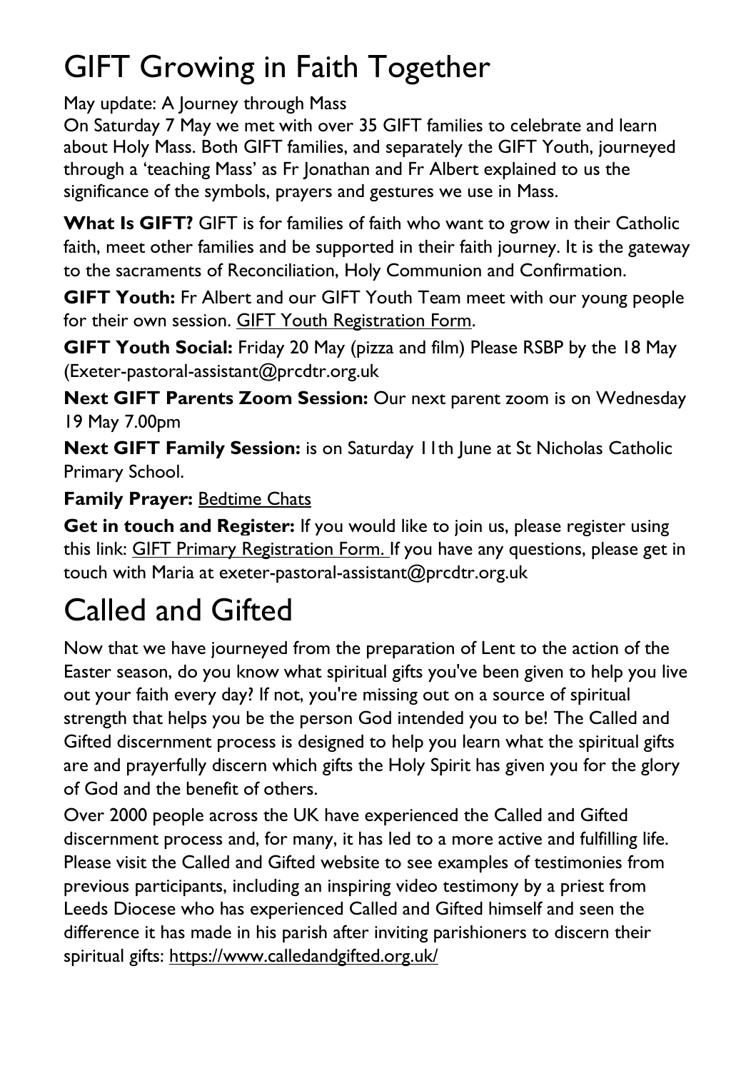# GIFT Growing in Faith Together

May update: A Journey through Mass

On Saturday 7 May we met with over 35 GIFT families to celebrate and learn about Holy Mass. Both GIFT families, and separately the GIFT Youth, journeyed through a 'teaching Mass' as Fr Jonathan and Fr Albert explained to us the significance of the symbols, prayers and gestures we use in Mass.

**What Is GIFT?** GIFT is for families of faith who want to grow in their Catholic faith, meet other families and be supported in their faith journey. It is the gateway to the sacraments of Reconciliation, Holy Communion and Confirmation.

**GIFT Youth:** Fr Albert and our GIFT Youth Team meet with our young people for their own session. GIFT Youth Registration Form.

**GIFT Youth Social:** Friday 20 May (pizza and film) Please RSBP by the 18 May (Exeter-pastoral-assistant@prcdtr.org.uk

**Next GIFT Parents Zoom Session:** Our next parent zoom is on Wednesday 19 May 7.00pm

**Next GIFT Family Session:** is on Saturday 11th June at St Nicholas Catholic Primary School.

**Family Prayer:** Bedtime Chats

**Get in touch and Register:** If you would like to join us, please register using this link: GIFT Primary Registration Form. If you have any questions, please get in touch with Maria at exeter-pastoral-assistant@prcdtr.org.uk

# Called and Gifted

Now that we have journeyed from the preparation of Lent to the action of the Easter season, do you know what spiritual gifts you've been given to help you live out your faith every day? If not, you're missing out on a source of spiritual strength that helps you be the person God intended you to be! The Called and Gifted discernment process is designed to help you learn what the spiritual gifts are and prayerfully discern which gifts the Holy Spirit has given you for the glory of God and the benefit of others.

Over 2000 people across the UK have experienced the Called and Gifted discernment process and, for many, it has led to a more active and fulfilling life. Please visit the Called and Gifted website to see examples of testimonies from previous participants, including an inspiring video testimony by a priest from Leeds Diocese who has experienced Called and Gifted himself and seen the difference it has made in his parish after inviting parishioners to discern their spiritual gifts: https://www.calledandgifted.org.uk/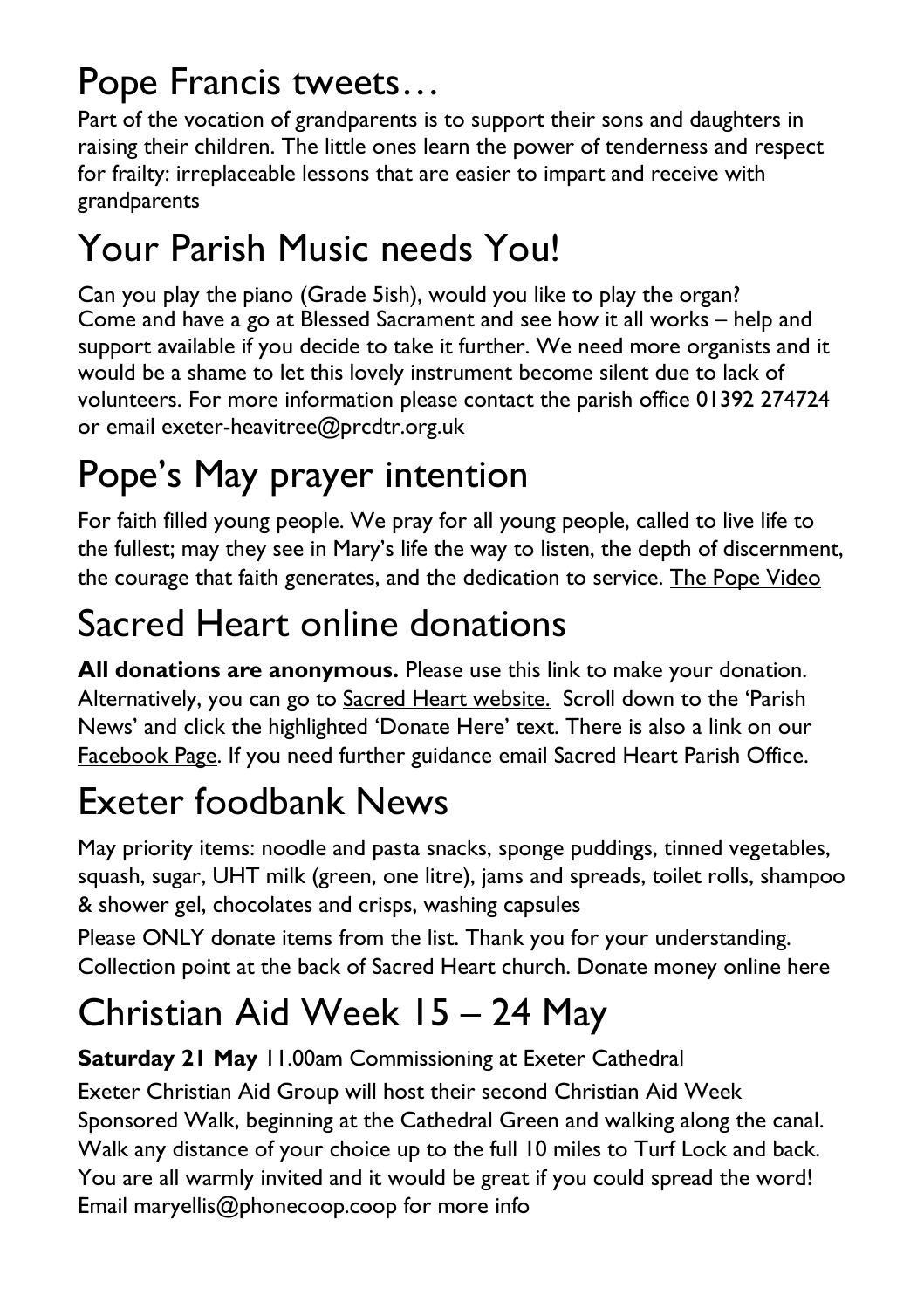## Pope Francis tweets…

Part of the vocation of grandparents is to support their sons and daughters in raising their children. The little ones learn the power of tenderness and respect for frailty: irreplaceable lessons that are easier to impart and receive with grandparents

## Your Parish Music needs You!

Can you play the piano (Grade 5ish), would you like to play the organ? Come and have a go at Blessed Sacrament and see how it all works – help and support available if you decide to take it further. We need more organists and it would be a shame to let this lovely instrument become silent due to lack of volunteers. For more information please contact the parish office 01392 274724 or email exeter-heavitree@prcdtr.org.uk

## Pope's May prayer intention

For faith filled young people. We pray for all young people, called to live life to the fullest; may they see in Mary's life the way to listen, the depth of discernment, the courage that faith generates, and the dedication to service. The Pope Video

## Sacred Heart online donations

**All donations are anonymous.** Please use this link to make your donation. Alternatively, you can go to Sacred Heart website. Scroll down to the 'Parish News' and click the highlighted 'Donate Here' text. There is also a link on our Facebook Page. If you need further guidance email Sacred Heart Parish Office.

## Exeter foodbank News

May priority items: noodle and pasta snacks, sponge puddings, tinned vegetables, squash, sugar, UHT milk (green, one litre), jams and spreads, toilet rolls, shampoo & shower gel, chocolates and crisps, washing capsules

Please ONLY donate items from the list. Thank you for your understanding. Collection point at the back of Sacred Heart church. Donate money online here

## Christian Aid Week 15 – 24 May

**Saturday 21 May** 11.00am Commissioning at Exeter Cathedral

Exeter Christian Aid Group will host their second Christian Aid Week Sponsored Walk, beginning at the Cathedral Green and walking along the canal. Walk any distance of your choice up to the full 10 miles to Turf Lock and back. You are all warmly invited and it would be great if you could spread the word! Email maryellis@phonecoop.coop for more info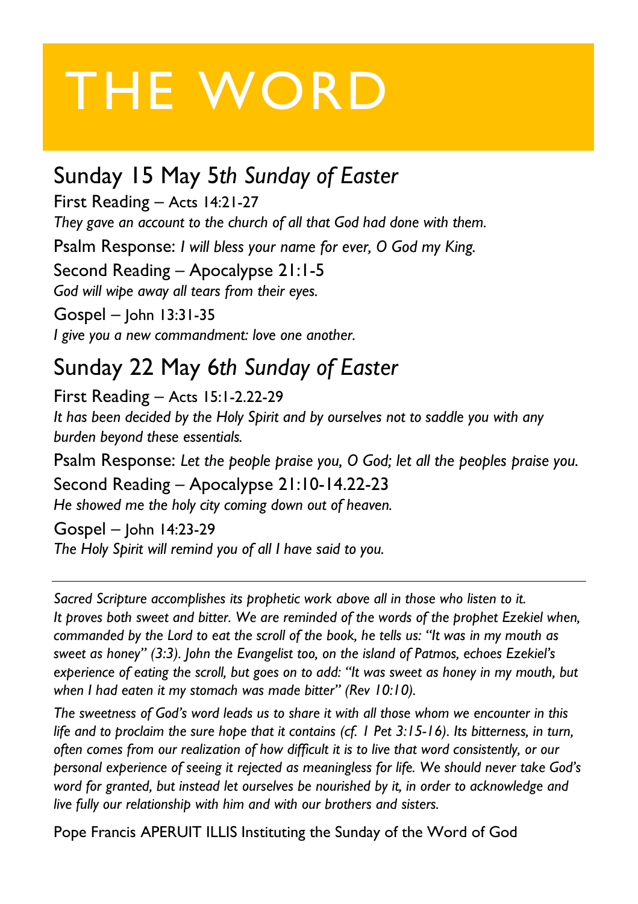# THE WORD

## Sunday 15 May 5*th Sunday of Easter*

First Reading – Acts 14:21-27
*They gave an account to the church of all that God had done with them.*

Psalm Response: *I will bless your name for ever, O God my King.*

Second Reading – Apocalypse 21:1-5
*God will wipe away all tears from their eyes.*

Gospel – John 13:31-35
*I give you a new commandment: love one another.*

## Sunday 22 May 6*th Sunday of Easter*

First Reading – Acts 15:1-2.22-29
*It has been decided by the Holy Spirit and by ourselves not to saddle you with any burden beyond these essentials.*

Psalm Response: *Let the people praise you, O God; let all the peoples praise you.*

Second Reading – Apocalypse 21:10-14.22-23
*He showed me the holy city coming down out of heaven.*

Gospel – John 14:23-29
*The Holy Spirit will remind you of all I have said to you.*

---

*Sacred Scripture accomplishes its prophetic work above all in those who listen to it. It proves both sweet and bitter. We are reminded of the words of the prophet Ezekiel when, commanded by the Lord to eat the scroll of the book, he tells us: "It was in my mouth as sweet as honey" (3:3). John the Evangelist too, on the island of Patmos, echoes Ezekiel's experience of eating the scroll, but goes on to add: "It was sweet as honey in my mouth, but when I had eaten it my stomach was made bitter" (Rev 10:10).*

*The sweetness of God's word leads us to share it with all those whom we encounter in this life and to proclaim the sure hope that it contains (cf. 1 Pet 3:15-16). Its bitterness, in turn, often comes from our realization of how difficult it is to live that word consistently, or our personal experience of seeing it rejected as meaningless for life. We should never take God's word for granted, but instead let ourselves be nourished by it, in order to acknowledge and live fully our relationship with him and with our brothers and sisters.*

Pope Francis APERUIT ILLIS Instituting the Sunday of the Word of God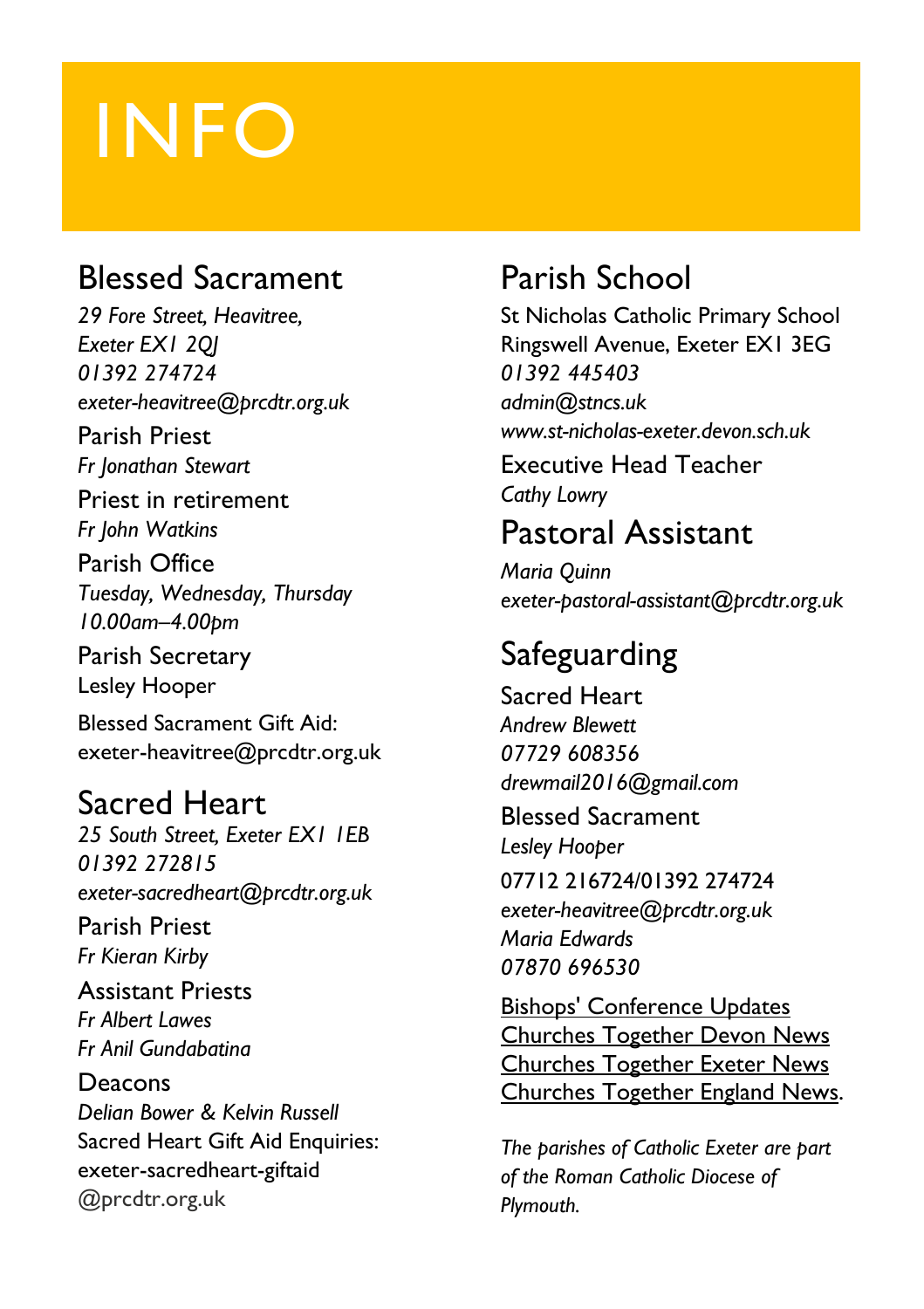# INFO

## Blessed Sacrament

*29 Fore Street, Heavitree,*
*Exeter EX1 2QJ*
*01392 274724*
*exeter-heavitree@prcdtr.org.uk*

### Parish Priest

*Fr Jonathan Stewart*

### Priest in retirement

*Fr John Watkins*

### Parish Office

*Tuesday, Wednesday, Thursday*
*10.00am–4.00pm*

### Parish Secretary

Lesley Hooper

Blessed Sacrament Gift Aid:
exeter-heavitree@prcdtr.org.uk

## Sacred Heart

*25 South Street, Exeter EX1 1EB*
*01392 272815*
*exeter-sacredheart@prcdtr.org.uk*

### Parish Priest

*Fr Kieran Kirby*

### Assistant Priests

*Fr Albert Lawes*
*Fr Anil Gundabatina*

### Deacons

*Delian Bower & Kelvin Russell*

Sacred Heart Gift Aid Enquiries:
exeter-sacredheart-giftaid
@prcdtr.org.uk

## Parish School

St Nicholas Catholic Primary School
Ringswell Avenue, Exeter EX1 3EG
*01392 445403*
*admin@stncs.uk*
*www.st-nicholas-exeter.devon.sch.uk*

### Executive Head Teacher

*Cathy Lowry*

## Pastoral Assistant

*Maria Quinn*
*exeter-pastoral-assistant@prcdtr.org.uk*

## Safeguarding

### Sacred Heart

*Andrew Blewett*
*07729 608356*
*drewmail2016@gmail.com*

### Blessed Sacrament

*Lesley Hooper*
07712 216724/01392 274724
*exeter-heavitree@prcdtr.org.uk*
*Maria Edwards*
*07870 696530*

Bishops' Conference Updates
Churches Together Devon News
Churches Together Exeter News
Churches Together England News.

*The parishes of Catholic Exeter are part of the Roman Catholic Diocese of Plymouth.*